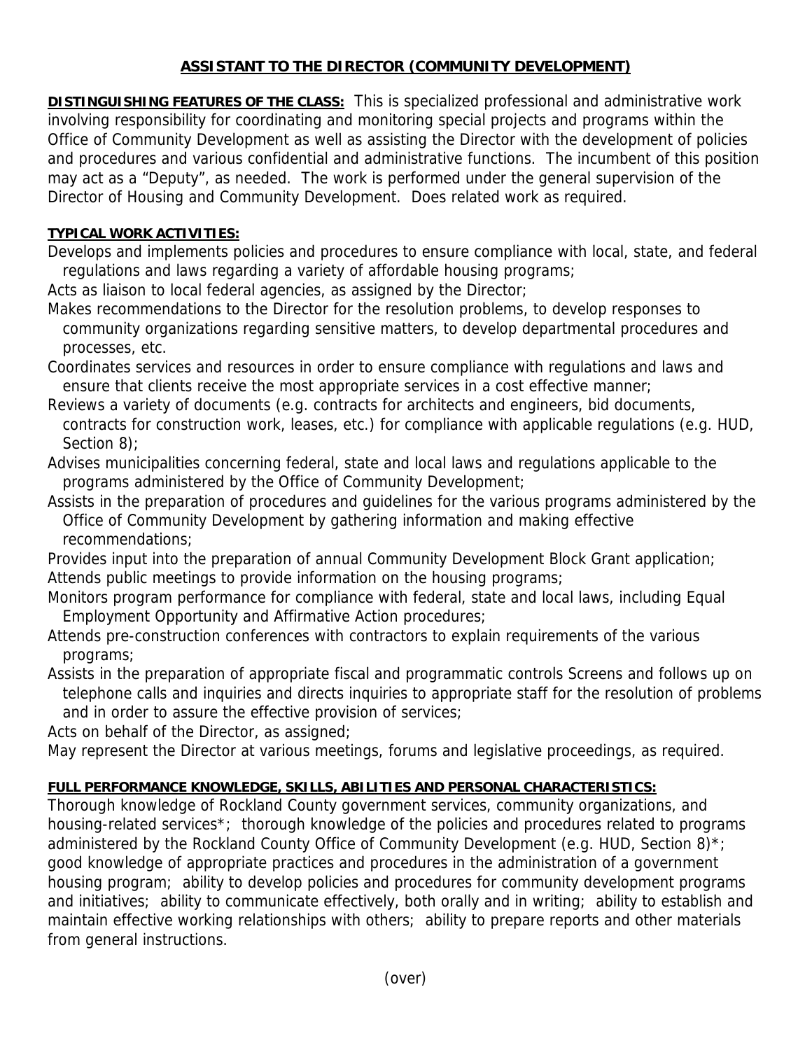# ASSISTANT TO THE DIRECTOR (COMMUNITY DEVELOPMENT)

**DISTINGUISHING FEATURES OF THE CLASS:** This is specialized professional and administrative work involving responsibility for coordinating and monitoring special projects and programs within the Office of Community Development as well as assisting the Director with the development of policies and procedures and various confidential and administrative functions. The incumbent of this position may act as a "Deputy", as needed. The work is performed under the general supervision of the Director of Housing and Community Development. Does related work as required.

**TYPICAL WORK ACTIVITIES:**

Develops and implements policies and procedures to ensure compliance with local, state, and federal regulations and laws regarding a variety of affordable housing programs;

Acts as liaison to local federal agencies, as assigned by the Director;

Makes recommendations to the Director for the resolution problems, to develop responses to community organizations regarding sensitive matters, to develop departmental procedures and processes, etc.

Coordinates services and resources in order to ensure compliance with regulations and laws and ensure that clients receive the most appropriate services in a cost effective manner;

Reviews a variety of documents (e.g. contracts for architects and engineers, bid documents, contracts for construction work, leases, etc.) for compliance with applicable regulations (e.g. HUD, Section 8);

Advises municipalities concerning federal, state and local laws and regulations applicable to the programs administered by the Office of Community Development;

Assists in the preparation of procedures and guidelines for the various programs administered by the Office of Community Development by gathering information and making effective recommendations;

Provides input into the preparation of annual Community Development Block Grant application;

Attends public meetings to provide information on the housing programs;

Monitors program performance for compliance with federal, state and local laws, including Equal Employment Opportunity and Affirmative Action procedures;

Attends pre-construction conferences with contractors to explain requirements of the various programs;

Assists in the preparation of appropriate fiscal and programmatic controls Screens and follows up on telephone calls and inquiries and directs inquiries to appropriate staff for the resolution of problems and in order to assure the effective provision of services;

Acts on behalf of the Director, as assigned;

May represent the Director at various meetings, forums and legislative proceedings, as required.

**FULL PERFORMANCE KNOWLEDGE, SKILLS, ABILITIES AND PERSONAL CHARACTERISTICS:**

Thorough knowledge of Rockland County government services, community organizations, and housing-related services*; thorough knowledge of the policies and procedures related to programs administered by the Rockland County Office of Community Development (e.g. HUD, Section 8)*; good knowledge of appropriate practices and procedures in the administration of a government housing program; ability to develop policies and procedures for community development programs and initiatives; ability to communicate effectively, both orally and in writing; ability to establish and maintain effective working relationships with others; ability to prepare reports and other materials from general instructions.

(over)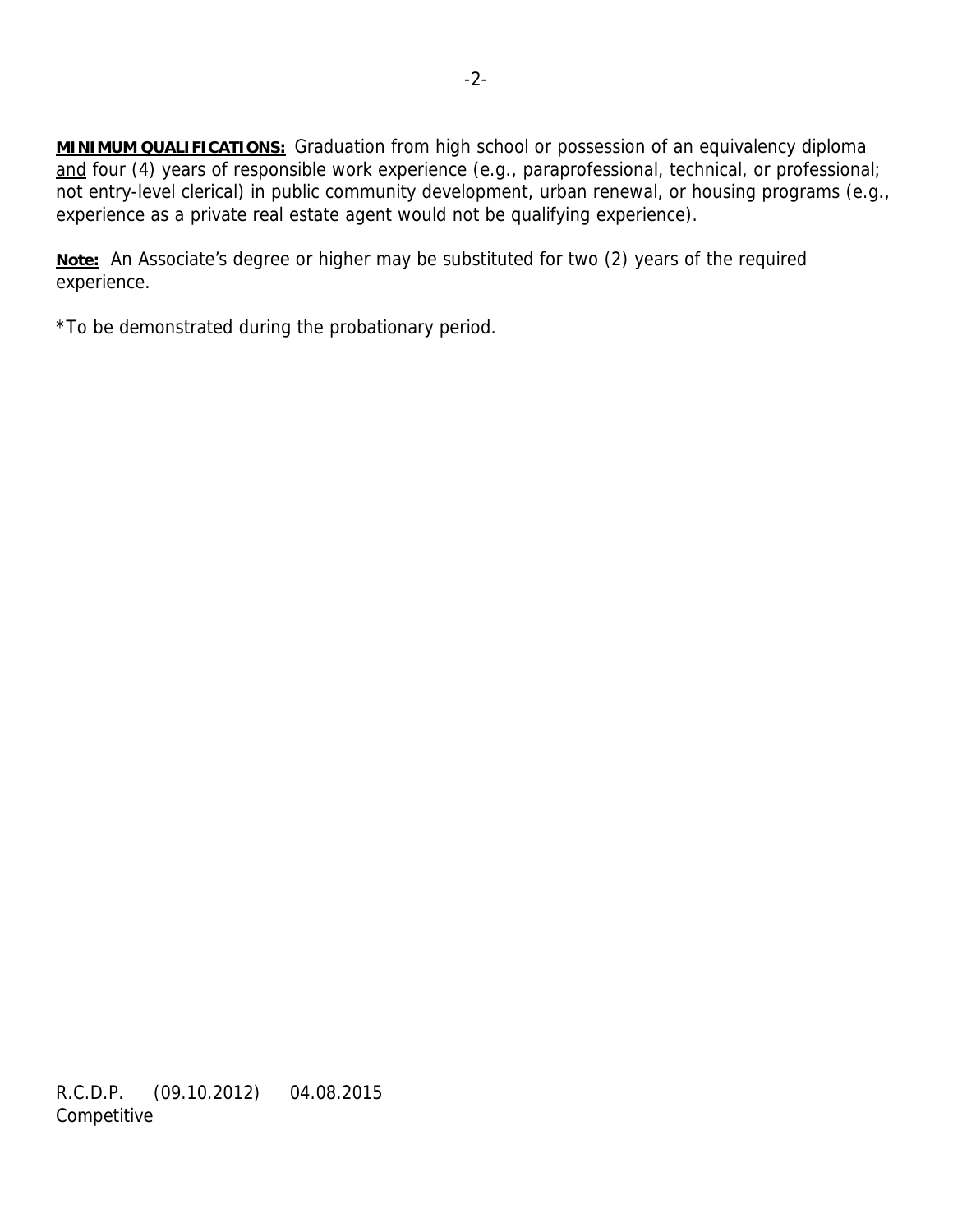**MINIMUM QUALIFICATIONS:** Graduation from high school or possession of an equivalency diploma and four (4) years of responsible work experience (e.g., paraprofessional, technical, or professional; not entry-level clerical) in public community development, urban renewal, or housing programs (e.g., experience as a private real estate agent would not be qualifying experience).

**Note:** An Associate's degree or higher may be substituted for two (2) years of the required experience.

*To be demonstrated during the probationary period.

R.C.D.P. (09.10.2012) 04.08.2015
Competitive